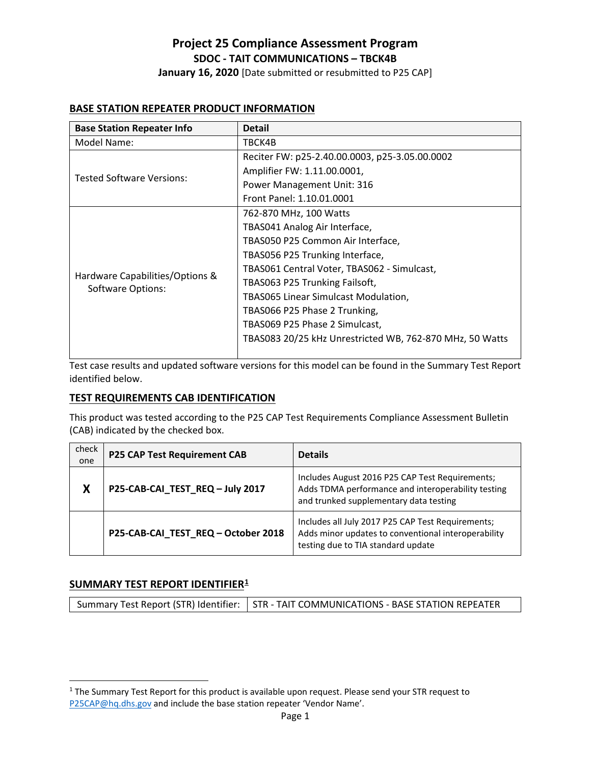# Project 25 Compliance Assessment Program

## SDOC - TAIT COMMUNICATIONS – TBCK4B

**January 16, 2020** [Date submitted or resubmitted to P25 CAP]

### BASE STATION REPEATER PRODUCT INFORMATION

| Base Station Repeater Info | Detail |
|---|---|
| Model Name: | TBCK4B |
| Tested Software Versions: | Reciter FW: p25-2.40.00.0003, p25-3.05.00.0002<br>Amplifier FW: 1.11.00.0001,<br>Power Management Unit: 316<br>Front Panel: 1.10.01.0001 |
| Hardware Capabilities/Options & Software Options: | 762-870 MHz, 100 Watts<br>TBAS041 Analog Air Interface,<br>TBAS050 P25 Common Air Interface,<br>TBAS056 P25 Trunking Interface,<br>TBAS061 Central Voter, TBAS062 - Simulcast,<br>TBAS063 P25 Trunking Failsoft,<br>TBAS065 Linear Simulcast Modulation,<br>TBAS066 P25 Phase 2 Trunking,<br>TBAS069 P25 Phase 2 Simulcast,<br>TBAS083 20/25 kHz Unrestricted WB, 762-870 MHz, 50 Watts |

Test case results and updated software versions for this model can be found in the Summary Test Report identified below.

### TEST REQUIREMENTS CAB IDENTIFICATION

This product was tested according to the P25 CAP Test Requirements Compliance Assessment Bulletin (CAB) indicated by the checked box.

| check one | P25 CAP Test Requirement CAB | Details |
|---|---|---|
| **X** | **P25-CAB-CAI_TEST_REQ – July 2017** | Includes August 2016 P25 CAP Test Requirements; Adds TDMA performance and interoperability testing and trunked supplementary data testing |
| | **P25-CAB-CAI_TEST_REQ – October 2018** | Includes all July 2017 P25 CAP Test Requirements; Adds minor updates to conventional interoperability testing due to TIA standard update |

### SUMMARY TEST REPORT IDENTIFIER[1]

| Summary Test Report (STR) Identifier: | STR - TAIT COMMUNICATIONS - BASE STATION REPEATER |
|---|---|

[1] The Summary Test Report for this product is available upon request. Please send your STR request to P25CAP@hq.dhs.gov and include the base station repeater 'Vendor Name'.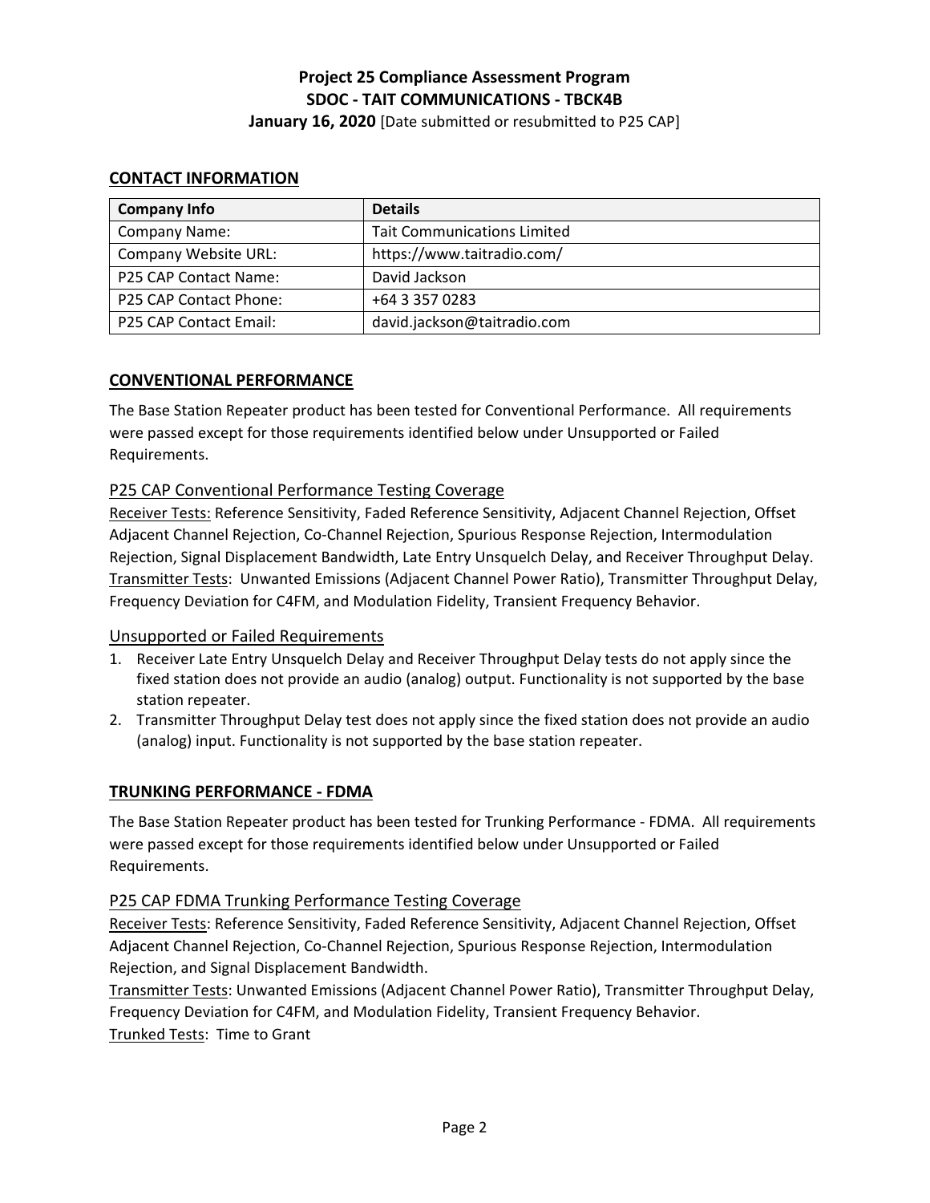**Project 25 Compliance Assessment Program**
**SDOC - TAIT COMMUNICATIONS - TBCK4B**
**January 16, 2020** [Date submitted or resubmitted to P25 CAP]

## CONTACT INFORMATION

| Company Info | Details |
|---|---|
| Company Name: | Tait Communications Limited |
| Company Website URL: | https://www.taitradio.com/ |
| P25 CAP Contact Name: | David Jackson |
| P25 CAP Contact Phone: | +64 3 357 0283 |
| P25 CAP Contact Email: | david.jackson@taitradio.com |

## CONVENTIONAL PERFORMANCE

The Base Station Repeater product has been tested for Conventional Performance. All requirements were passed except for those requirements identified below under Unsupported or Failed Requirements.

### P25 CAP Conventional Performance Testing Coverage

Receiver Tests: Reference Sensitivity, Faded Reference Sensitivity, Adjacent Channel Rejection, Offset Adjacent Channel Rejection, Co-Channel Rejection, Spurious Response Rejection, Intermodulation Rejection, Signal Displacement Bandwidth, Late Entry Unsquelch Delay, and Receiver Throughput Delay.
Transmitter Tests: Unwanted Emissions (Adjacent Channel Power Ratio), Transmitter Throughput Delay, Frequency Deviation for C4FM, and Modulation Fidelity, Transient Frequency Behavior.

### Unsupported or Failed Requirements

1. Receiver Late Entry Unsquelch Delay and Receiver Throughput Delay tests do not apply since the fixed station does not provide an audio (analog) output. Functionality is not supported by the base station repeater.
2. Transmitter Throughput Delay test does not apply since the fixed station does not provide an audio (analog) input. Functionality is not supported by the base station repeater.

## TRUNKING PERFORMANCE - FDMA

The Base Station Repeater product has been tested for Trunking Performance - FDMA. All requirements were passed except for those requirements identified below under Unsupported or Failed Requirements.

### P25 CAP FDMA Trunking Performance Testing Coverage

Receiver Tests: Reference Sensitivity, Faded Reference Sensitivity, Adjacent Channel Rejection, Offset Adjacent Channel Rejection, Co-Channel Rejection, Spurious Response Rejection, Intermodulation Rejection, and Signal Displacement Bandwidth.
Transmitter Tests: Unwanted Emissions (Adjacent Channel Power Ratio), Transmitter Throughput Delay, Frequency Deviation for C4FM, and Modulation Fidelity, Transient Frequency Behavior.
Trunked Tests: Time to Grant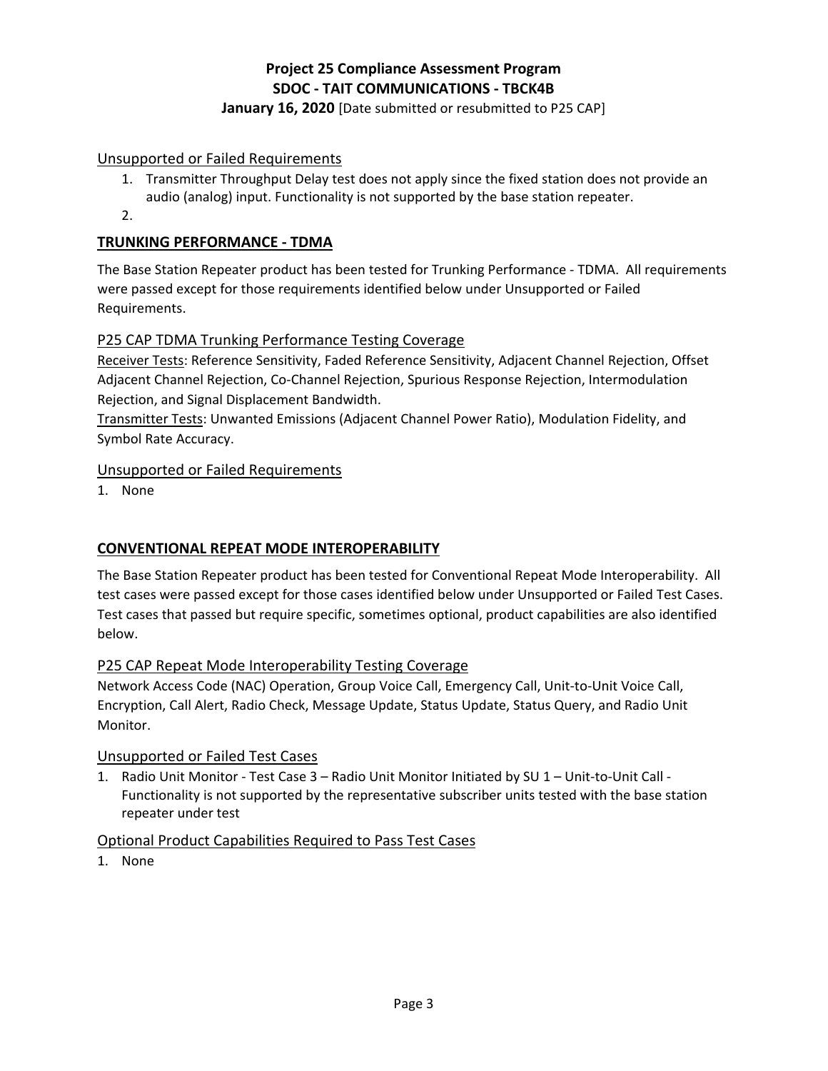### Unsupported or Failed Requirements

1. Transmitter Throughput Delay test does not apply since the fixed station does not provide an audio (analog) input. Functionality is not supported by the base station repeater.
2.

## TRUNKING PERFORMANCE - TDMA

The Base Station Repeater product has been tested for Trunking Performance - TDMA. All requirements were passed except for those requirements identified below under Unsupported or Failed Requirements.

### P25 CAP TDMA Trunking Performance Testing Coverage

Receiver Tests: Reference Sensitivity, Faded Reference Sensitivity, Adjacent Channel Rejection, Offset Adjacent Channel Rejection, Co-Channel Rejection, Spurious Response Rejection, Intermodulation Rejection, and Signal Displacement Bandwidth.
Transmitter Tests: Unwanted Emissions (Adjacent Channel Power Ratio), Modulation Fidelity, and Symbol Rate Accuracy.

### Unsupported or Failed Requirements

1. None

## CONVENTIONAL REPEAT MODE INTEROPERABILITY

The Base Station Repeater product has been tested for Conventional Repeat Mode Interoperability. All test cases were passed except for those cases identified below under Unsupported or Failed Test Cases. Test cases that passed but require specific, sometimes optional, product capabilities are also identified below.

### P25 CAP Repeat Mode Interoperability Testing Coverage

Network Access Code (NAC) Operation, Group Voice Call, Emergency Call, Unit-to-Unit Voice Call, Encryption, Call Alert, Radio Check, Message Update, Status Update, Status Query, and Radio Unit Monitor.

### Unsupported or Failed Test Cases

1. Radio Unit Monitor - Test Case 3 – Radio Unit Monitor Initiated by SU 1 – Unit-to-Unit Call - Functionality is not supported by the representative subscriber units tested with the base station repeater under test

### Optional Product Capabilities Required to Pass Test Cases

1. None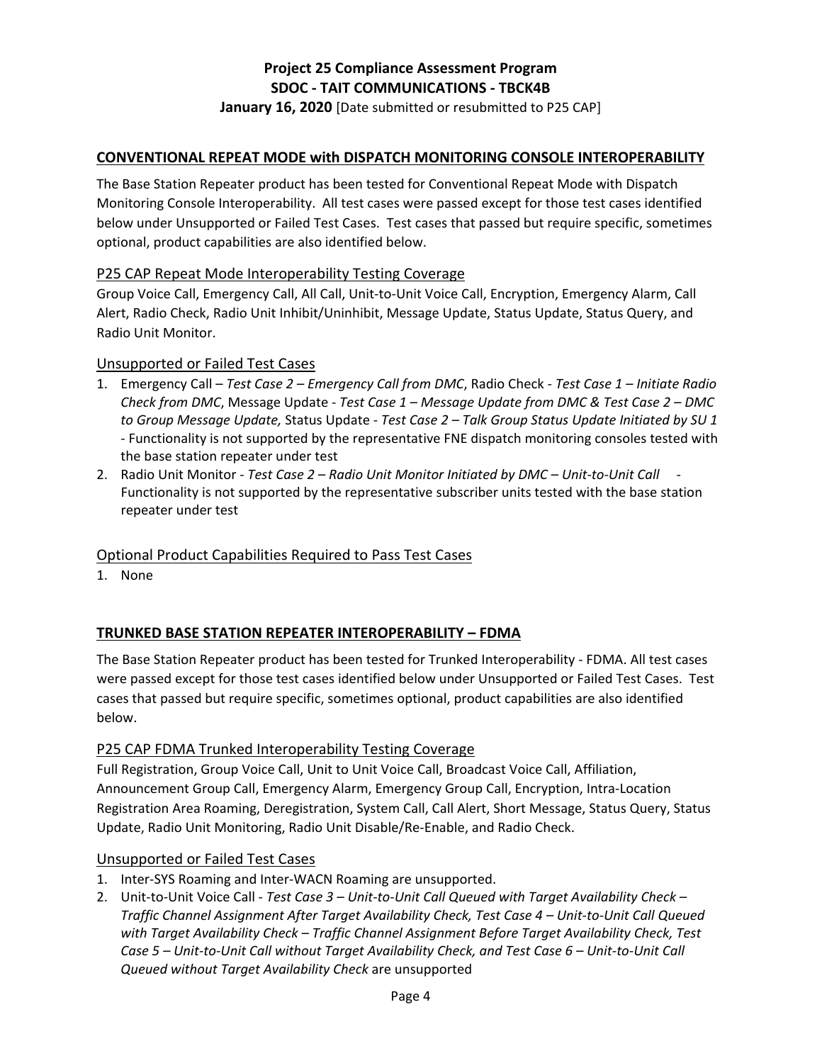## CONVENTIONAL REPEAT MODE with DISPATCH MONITORING CONSOLE INTEROPERABILITY

The Base Station Repeater product has been tested for Conventional Repeat Mode with Dispatch Monitoring Console Interoperability. All test cases were passed except for those test cases identified below under Unsupported or Failed Test Cases. Test cases that passed but require specific, sometimes optional, product capabilities are also identified below.

### P25 CAP Repeat Mode Interoperability Testing Coverage

Group Voice Call, Emergency Call, All Call, Unit-to-Unit Voice Call, Encryption, Emergency Alarm, Call Alert, Radio Check, Radio Unit Inhibit/Uninhibit, Message Update, Status Update, Status Query, and Radio Unit Monitor.

### Unsupported or Failed Test Cases

1. Emergency Call – *Test Case 2 – Emergency Call from DMC*, Radio Check - *Test Case 1 – Initiate Radio Check from DMC*, Message Update - *Test Case 1 – Message Update from DMC & Test Case 2 – DMC to Group Message Update,* Status Update - *Test Case 2 – Talk Group Status Update Initiated by SU 1* - Functionality is not supported by the representative FNE dispatch monitoring consoles tested with the base station repeater under test
2. Radio Unit Monitor - *Test Case 2 – Radio Unit Monitor Initiated by DMC – Unit-to-Unit Call* - Functionality is not supported by the representative subscriber units tested with the base station repeater under test

### Optional Product Capabilities Required to Pass Test Cases

1. None

## TRUNKED BASE STATION REPEATER INTEROPERABILITY – FDMA

The Base Station Repeater product has been tested for Trunked Interoperability - FDMA. All test cases were passed except for those test cases identified below under Unsupported or Failed Test Cases. Test cases that passed but require specific, sometimes optional, product capabilities are also identified below.

### P25 CAP FDMA Trunked Interoperability Testing Coverage

Full Registration, Group Voice Call, Unit to Unit Voice Call, Broadcast Voice Call, Affiliation, Announcement Group Call, Emergency Alarm, Emergency Group Call, Encryption, Intra-Location Registration Area Roaming, Deregistration, System Call, Call Alert, Short Message, Status Query, Status Update, Radio Unit Monitoring, Radio Unit Disable/Re-Enable, and Radio Check.

### Unsupported or Failed Test Cases

1. Inter-SYS Roaming and Inter-WACN Roaming are unsupported.
2. Unit-to-Unit Voice Call - *Test Case 3 – Unit-to-Unit Call Queued with Target Availability Check – Traffic Channel Assignment After Target Availability Check, Test Case 4 – Unit-to-Unit Call Queued with Target Availability Check – Traffic Channel Assignment Before Target Availability Check, Test Case 5 – Unit-to-Unit Call without Target Availability Check, and Test Case 6 – Unit-to-Unit Call Queued without Target Availability Check* are unsupported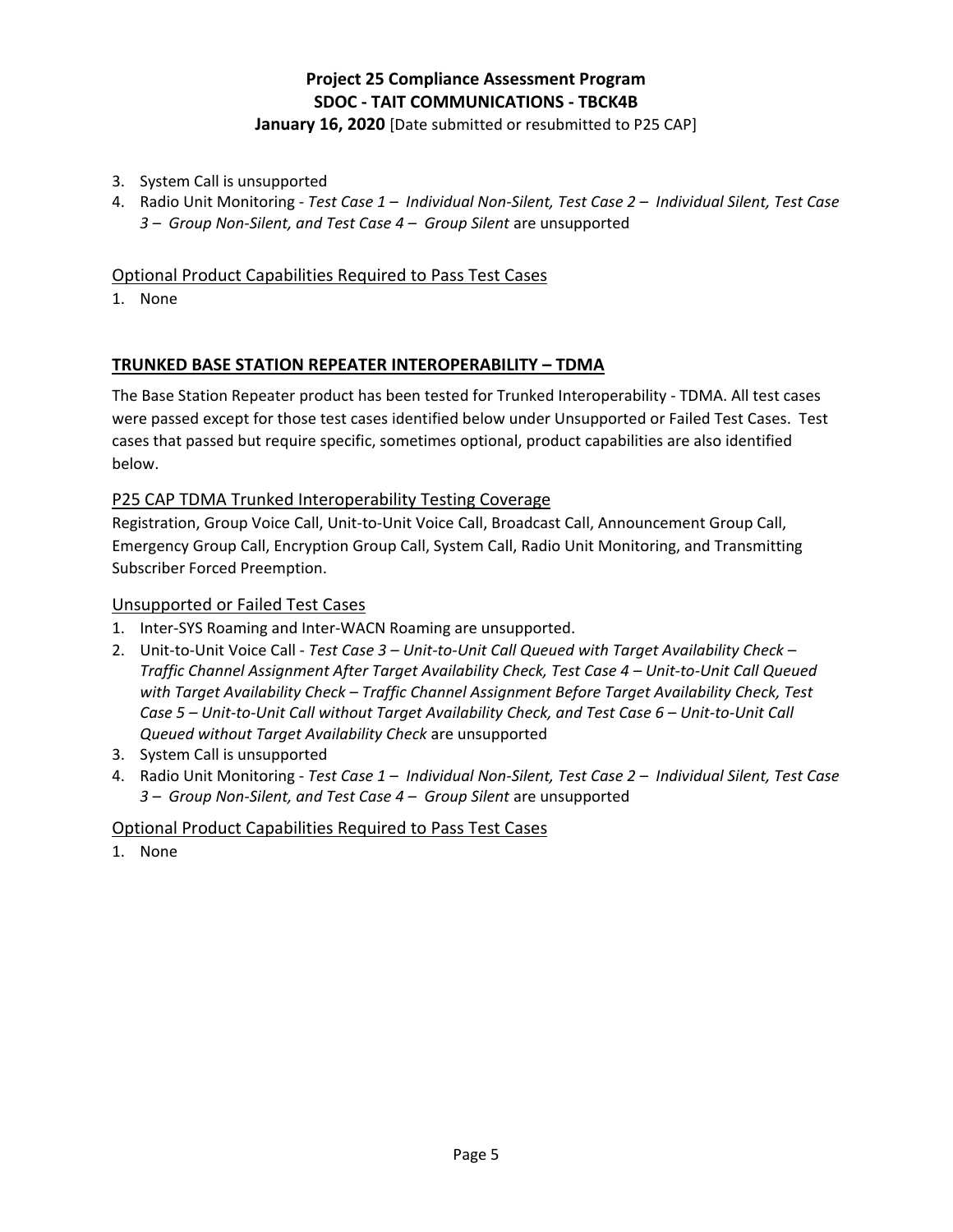3. System Call is unsupported
4. Radio Unit Monitoring - *Test Case 1 – Individual Non-Silent, Test Case 2 – Individual Silent, Test Case 3 – Group Non-Silent, and Test Case 4 – Group Silent* are unsupported

### Optional Product Capabilities Required to Pass Test Cases

1. None

## TRUNKED BASE STATION REPEATER INTEROPERABILITY – TDMA

The Base Station Repeater product has been tested for Trunked Interoperability - TDMA. All test cases were passed except for those test cases identified below under Unsupported or Failed Test Cases. Test cases that passed but require specific, sometimes optional, product capabilities are also identified below.

### P25 CAP TDMA Trunked Interoperability Testing Coverage

Registration, Group Voice Call, Unit-to-Unit Voice Call, Broadcast Call, Announcement Group Call, Emergency Group Call, Encryption Group Call, System Call, Radio Unit Monitoring, and Transmitting Subscriber Forced Preemption.

### Unsupported or Failed Test Cases

1. Inter-SYS Roaming and Inter-WACN Roaming are unsupported.
2. Unit-to-Unit Voice Call - *Test Case 3 – Unit-to-Unit Call Queued with Target Availability Check – Traffic Channel Assignment After Target Availability Check, Test Case 4 – Unit-to-Unit Call Queued with Target Availability Check – Traffic Channel Assignment Before Target Availability Check, Test Case 5 – Unit-to-Unit Call without Target Availability Check, and Test Case 6 – Unit-to-Unit Call Queued without Target Availability Check* are unsupported
3. System Call is unsupported
4. Radio Unit Monitoring - *Test Case 1 – Individual Non-Silent, Test Case 2 – Individual Silent, Test Case 3 – Group Non-Silent, and Test Case 4 – Group Silent* are unsupported

### Optional Product Capabilities Required to Pass Test Cases

1. None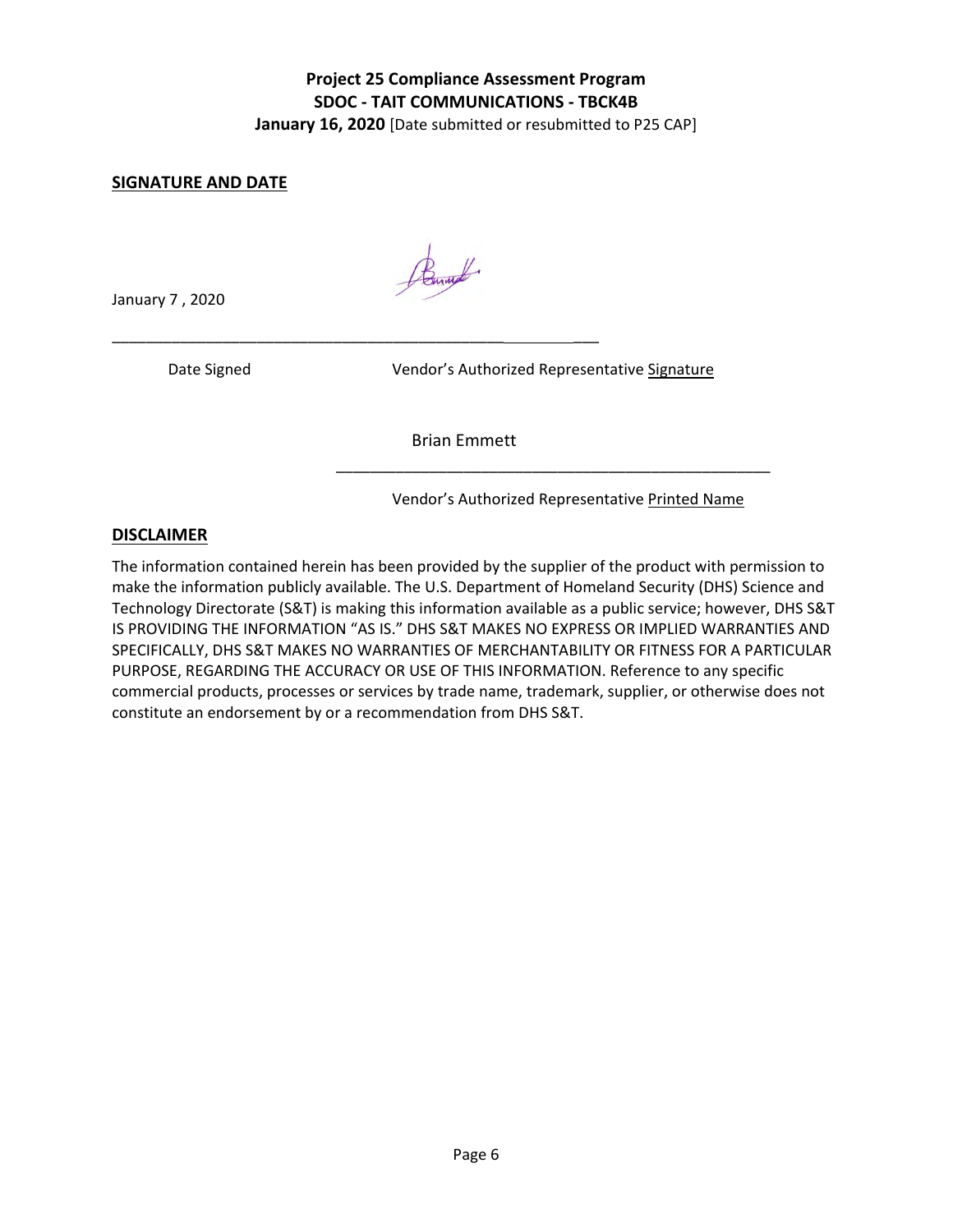**Project 25 Compliance Assessment Program**
**SDOC - TAIT COMMUNICATIONS - TBCK4B**
**January 16, 2020** [Date submitted or resubmitted to P25 CAP]

**SIGNATURE AND DATE**

January 7 , 2020

Date Signed — Vendor's Authorized Representative Signature

Brian Emmett

Vendor's Authorized Representative Printed Name

**DISCLAIMER**

The information contained herein has been provided by the supplier of the product with permission to make the information publicly available. The U.S. Department of Homeland Security (DHS) Science and Technology Directorate (S&T) is making this information available as a public service; however, DHS S&T IS PROVIDING THE INFORMATION "AS IS." DHS S&T MAKES NO EXPRESS OR IMPLIED WARRANTIES AND SPECIFICALLY, DHS S&T MAKES NO WARRANTIES OF MERCHANTABILITY OR FITNESS FOR A PARTICULAR PURPOSE, REGARDING THE ACCURACY OR USE OF THIS INFORMATION. Reference to any specific commercial products, processes or services by trade name, trademark, supplier, or otherwise does not constitute an endorsement by or a recommendation from DHS S&T.